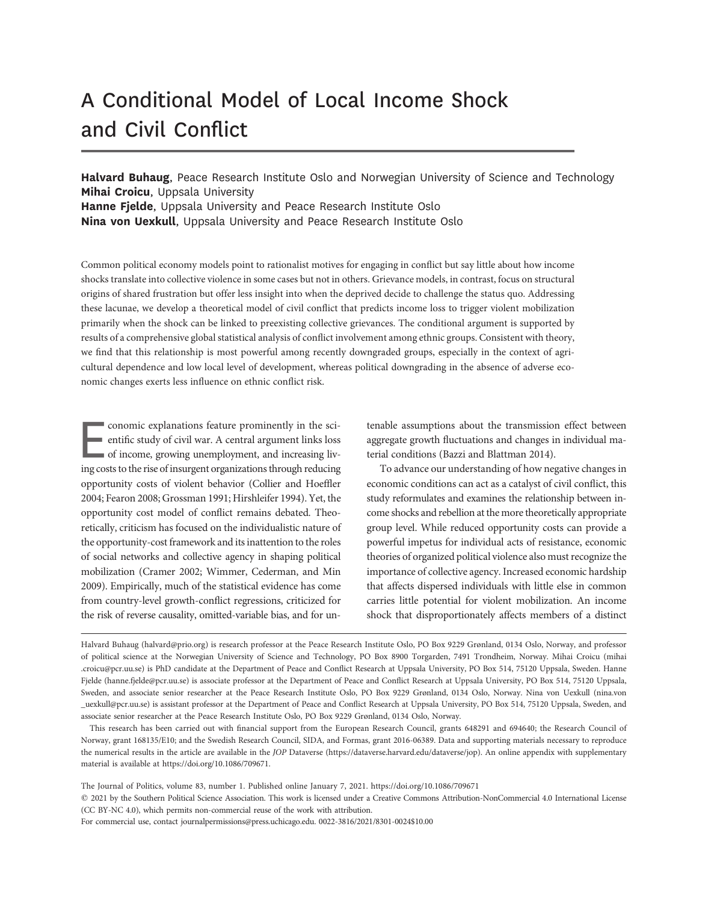# A Conditional Model of Local Income Shock and Civil Conflict

**Halvard Buhaug**, Peace Research Institute Oslo and Norwegian University of Science and Technology
**Mihai Croicu**, Uppsala University
**Hanne Fjelde**, Uppsala University and Peace Research Institute Oslo
**Nina von Uexkull**, Uppsala University and Peace Research Institute Oslo

Common political economy models point to rationalist motives for engaging in conflict but say little about how income shocks translate into collective violence in some cases but not in others. Grievance models, in contrast, focus on structural origins of shared frustration but offer less insight into when the deprived decide to challenge the status quo. Addressing these lacunae, we develop a theoretical model of civil conflict that predicts income loss to trigger violent mobilization primarily when the shock can be linked to preexisting collective grievances. The conditional argument is supported by results of a comprehensive global statistical analysis of conflict involvement among ethnic groups. Consistent with theory, we find that this relationship is most powerful among recently downgraded groups, especially in the context of agricultural dependence and low local level of development, whereas political downgrading in the absence of adverse economic changes exerts less influence on ethnic conflict risk.

Economic explanations feature prominently in the scientific study of civil war. A central argument links loss of income, growing unemployment, and increasing living costs to the rise of insurgent organizations through reducing opportunity costs of violent behavior (Collier and Hoeffler 2004; Fearon 2008; Grossman 1991; Hirshleifer 1994). Yet, the opportunity cost model of conflict remains debated. Theoretically, criticism has focused on the individualistic nature of the opportunity-cost framework and its inattention to the roles of social networks and collective agency in shaping political mobilization (Cramer 2002; Wimmer, Cederman, and Min 2009). Empirically, much of the statistical evidence has come from country-level growth-conflict regressions, criticized for the risk of reverse causality, omitted-variable bias, and for untenable assumptions about the transmission effect between aggregate growth fluctuations and changes in individual material conditions (Bazzi and Blattman 2014).

To advance our understanding of how negative changes in economic conditions can act as a catalyst of civil conflict, this study reformulates and examines the relationship between income shocks and rebellion at the more theoretically appropriate group level. While reduced opportunity costs can provide a powerful impetus for individual acts of resistance, economic theories of organized political violence also must recognize the importance of collective agency. Increased economic hardship that affects dispersed individuals with little else in common carries little potential for violent mobilization. An income shock that disproportionately affects members of a distinct

Halvard Buhaug (halvard@prio.org) is research professor at the Peace Research Institute Oslo, PO Box 9229 Grønland, 0134 Oslo, Norway, and professor of political science at the Norwegian University of Science and Technology, PO Box 8900 Torgarden, 7491 Trondheim, Norway. Mihai Croicu (mihai.croicu@pcr.uu.se) is PhD candidate at the Department of Peace and Conflict Research at Uppsala University, PO Box 514, 75120 Uppsala, Sweden. Hanne Fjelde (hanne.fjelde@pcr.uu.se) is associate professor at the Department of Peace and Conflict Research at Uppsala University, PO Box 514, 75120 Uppsala, Sweden, and associate senior researcher at the Peace Research Institute Oslo, PO Box 9229 Grønland, 0134 Oslo, Norway. Nina von Uexkull (nina.von_uexkull@pcr.uu.se) is assistant professor at the Department of Peace and Conflict Research at Uppsala University, PO Box 514, 75120 Uppsala, Sweden, and associate senior researcher at the Peace Research Institute Oslo, PO Box 9229 Grønland, 0134 Oslo, Norway.

This research has been carried out with financial support from the European Research Council, grants 648291 and 694640; the Research Council of Norway, grant 168135/E10; and the Swedish Research Council, SIDA, and Formas, grant 2016-06389. Data and supporting materials necessary to reproduce the numerical results in the article are available in the *JOP* Dataverse (https://dataverse.harvard.edu/dataverse/jop). An online appendix with supplementary material is available at https://doi.org/10.1086/709671.

The Journal of Politics, volume 83, number 1. Published online January 7, 2021. https://doi.org/10.1086/709671
© 2021 by the Southern Political Science Association. This work is licensed under a Creative Commons Attribution-NonCommercial 4.0 International License (CC BY-NC 4.0), which permits non-commercial reuse of the work with attribution.
For commercial use, contact journalpermissions@press.uchicago.edu. 0022-3816/2021/8301-0024$10.00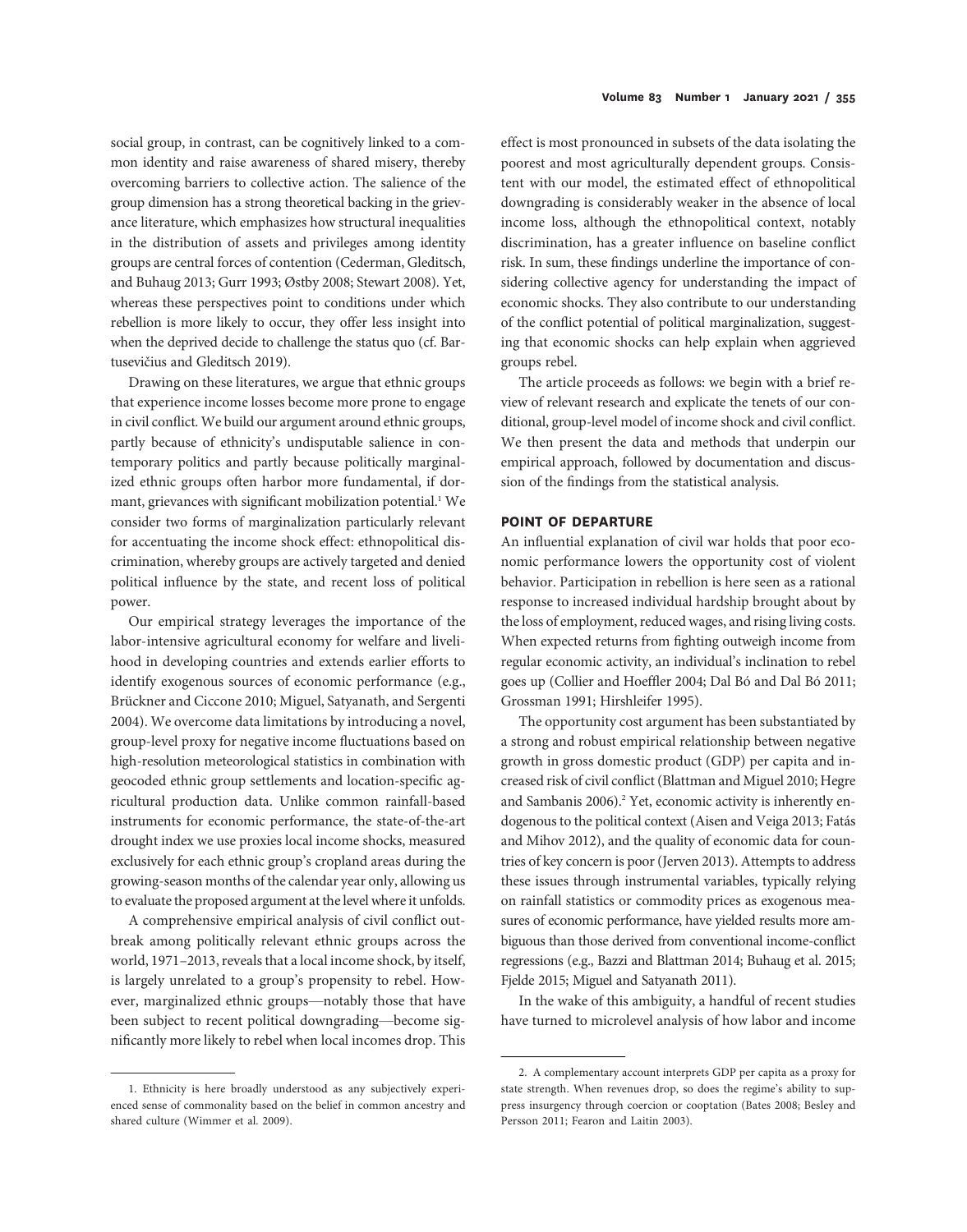social group, in contrast, can be cognitively linked to a common identity and raise awareness of shared misery, thereby overcoming barriers to collective action. The salience of the group dimension has a strong theoretical backing in the grievance literature, which emphasizes how structural inequalities in the distribution of assets and privileges among identity groups are central forces of contention (Cederman, Gleditsch, and Buhaug 2013; Gurr 1993; Østby 2008; Stewart 2008). Yet, whereas these perspectives point to conditions under which rebellion is more likely to occur, they offer less insight into when the deprived decide to challenge the status quo (cf. Bartusevičius and Gleditsch 2019).

Drawing on these literatures, we argue that ethnic groups that experience income losses become more prone to engage in civil conflict. We build our argument around ethnic groups, partly because of ethnicity's undisputable salience in contemporary politics and partly because politically marginalized ethnic groups often harbor more fundamental, if dormant, grievances with significant mobilization potential.[1] We consider two forms of marginalization particularly relevant for accentuating the income shock effect: ethnopolitical discrimination, whereby groups are actively targeted and denied political influence by the state, and recent loss of political power.

Our empirical strategy leverages the importance of the labor-intensive agricultural economy for welfare and livelihood in developing countries and extends earlier efforts to identify exogenous sources of economic performance (e.g., Brückner and Ciccone 2010; Miguel, Satyanath, and Sergenti 2004). We overcome data limitations by introducing a novel, group-level proxy for negative income fluctuations based on high-resolution meteorological statistics in combination with geocoded ethnic group settlements and location-specific agricultural production data. Unlike common rainfall-based instruments for economic performance, the state-of-the-art drought index we use proxies local income shocks, measured exclusively for each ethnic group's cropland areas during the growing-season months of the calendar year only, allowing us to evaluate the proposed argument at the level where it unfolds.

A comprehensive empirical analysis of civil conflict outbreak among politically relevant ethnic groups across the world, 1971–2013, reveals that a local income shock, by itself, is largely unrelated to a group's propensity to rebel. However, marginalized ethnic groups—notably those that have been subject to recent political downgrading—become significantly more likely to rebel when local incomes drop. This effect is most pronounced in subsets of the data isolating the poorest and most agriculturally dependent groups. Consistent with our model, the estimated effect of ethnopolitical downgrading is considerably weaker in the absence of local income loss, although the ethnopolitical context, notably discrimination, has a greater influence on baseline conflict risk. In sum, these findings underline the importance of considering collective agency for understanding the impact of economic shocks. They also contribute to our understanding of the conflict potential of political marginalization, suggesting that economic shocks can help explain when aggrieved groups rebel.

The article proceeds as follows: we begin with a brief review of relevant research and explicate the tenets of our conditional, group-level model of income shock and civil conflict. We then present the data and methods that underpin our empirical approach, followed by documentation and discussion of the findings from the statistical analysis.

## POINT OF DEPARTURE

An influential explanation of civil war holds that poor economic performance lowers the opportunity cost of violent behavior. Participation in rebellion is here seen as a rational response to increased individual hardship brought about by the loss of employment, reduced wages, and rising living costs. When expected returns from fighting outweigh income from regular economic activity, an individual's inclination to rebel goes up (Collier and Hoeffler 2004; Dal Bó and Dal Bó 2011; Grossman 1991; Hirshleifer 1995).

The opportunity cost argument has been substantiated by a strong and robust empirical relationship between negative growth in gross domestic product (GDP) per capita and increased risk of civil conflict (Blattman and Miguel 2010; Hegre and Sambanis 2006).[2] Yet, economic activity is inherently endogenous to the political context (Aisen and Veiga 2013; Fatás and Mihov 2012), and the quality of economic data for countries of key concern is poor (Jerven 2013). Attempts to address these issues through instrumental variables, typically relying on rainfall statistics or commodity prices as exogenous measures of economic performance, have yielded results more ambiguous than those derived from conventional income-conflict regressions (e.g., Bazzi and Blattman 2014; Buhaug et al. 2015; Fjelde 2015; Miguel and Satyanath 2011).

In the wake of this ambiguity, a handful of recent studies have turned to microlevel analysis of how labor and income

1. Ethnicity is here broadly understood as any subjectively experienced sense of commonality based on the belief in common ancestry and shared culture (Wimmer et al. 2009).

2. A complementary account interprets GDP per capita as a proxy for state strength. When revenues drop, so does the regime's ability to suppress insurgency through coercion or cooptation (Bates 2008; Besley and Persson 2011; Fearon and Laitin 2003).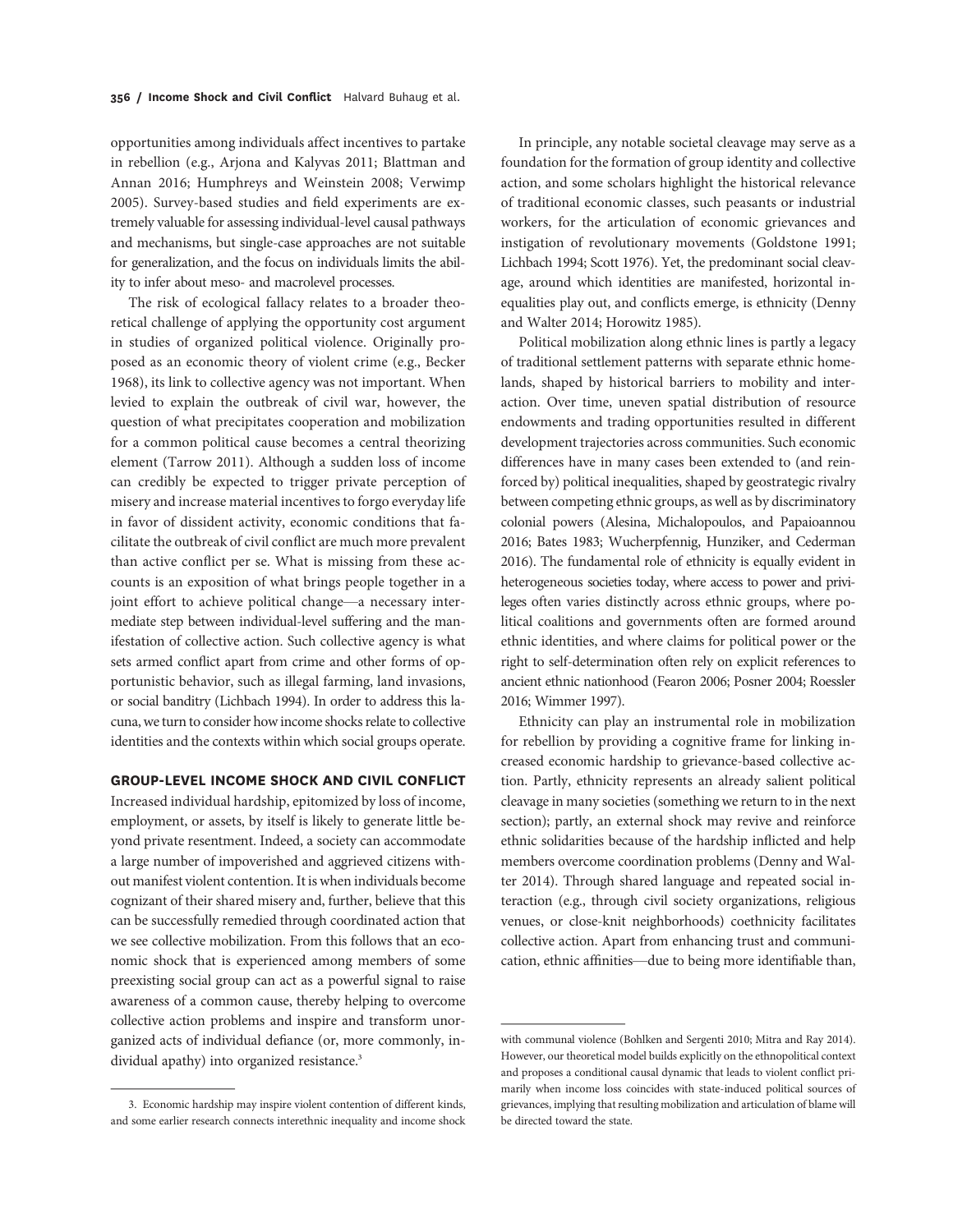opportunities among individuals affect incentives to partake in rebellion (e.g., Arjona and Kalyvas 2011; Blattman and Annan 2016; Humphreys and Weinstein 2008; Verwimp 2005). Survey-based studies and field experiments are extremely valuable for assessing individual-level causal pathways and mechanisms, but single-case approaches are not suitable for generalization, and the focus on individuals limits the ability to infer about meso- and macrolevel processes.

The risk of ecological fallacy relates to a broader theoretical challenge of applying the opportunity cost argument in studies of organized political violence. Originally proposed as an economic theory of violent crime (e.g., Becker 1968), its link to collective agency was not important. When levied to explain the outbreak of civil war, however, the question of what precipitates cooperation and mobilization for a common political cause becomes a central theorizing element (Tarrow 2011). Although a sudden loss of income can credibly be expected to trigger private perception of misery and increase material incentives to forgo everyday life in favor of dissident activity, economic conditions that facilitate the outbreak of civil conflict are much more prevalent than active conflict per se. What is missing from these accounts is an exposition of what brings people together in a joint effort to achieve political change—a necessary intermediate step between individual-level suffering and the manifestation of collective action. Such collective agency is what sets armed conflict apart from crime and other forms of opportunistic behavior, such as illegal farming, land invasions, or social banditry (Lichbach 1994). In order to address this lacuna, we turn to consider how income shocks relate to collective identities and the contexts within which social groups operate.

## GROUP-LEVEL INCOME SHOCK AND CIVIL CONFLICT

Increased individual hardship, epitomized by loss of income, employment, or assets, by itself is likely to generate little beyond private resentment. Indeed, a society can accommodate a large number of impoverished and aggrieved citizens without manifest violent contention. It is when individuals become cognizant of their shared misery and, further, believe that this can be successfully remedied through coordinated action that we see collective mobilization. From this follows that an economic shock that is experienced among members of some preexisting social group can act as a powerful signal to raise awareness of a common cause, thereby helping to overcome collective action problems and inspire and transform unorganized acts of individual defiance (or, more commonly, individual apathy) into organized resistance.[3]

In principle, any notable societal cleavage may serve as a foundation for the formation of group identity and collective action, and some scholars highlight the historical relevance of traditional economic classes, such peasants or industrial workers, for the articulation of economic grievances and instigation of revolutionary movements (Goldstone 1991; Lichbach 1994; Scott 1976). Yet, the predominant social cleavage, around which identities are manifested, horizontal inequalities play out, and conflicts emerge, is ethnicity (Denny and Walter 2014; Horowitz 1985).

Political mobilization along ethnic lines is partly a legacy of traditional settlement patterns with separate ethnic homelands, shaped by historical barriers to mobility and interaction. Over time, uneven spatial distribution of resource endowments and trading opportunities resulted in different development trajectories across communities. Such economic differences have in many cases been extended to (and reinforced by) political inequalities, shaped by geostrategic rivalry between competing ethnic groups, as well as by discriminatory colonial powers (Alesina, Michalopoulos, and Papaioannou 2016; Bates 1983; Wucherpfennig, Hunziker, and Cederman 2016). The fundamental role of ethnicity is equally evident in heterogeneous societies today, where access to power and privileges often varies distinctly across ethnic groups, where political coalitions and governments often are formed around ethnic identities, and where claims for political power or the right to self-determination often rely on explicit references to ancient ethnic nationhood (Fearon 2006; Posner 2004; Roessler 2016; Wimmer 1997).

Ethnicity can play an instrumental role in mobilization for rebellion by providing a cognitive frame for linking increased economic hardship to grievance-based collective action. Partly, ethnicity represents an already salient political cleavage in many societies (something we return to in the next section); partly, an external shock may revive and reinforce ethnic solidarities because of the hardship inflicted and help members overcome coordination problems (Denny and Walter 2014). Through shared language and repeated social interaction (e.g., through civil society organizations, religious venues, or close-knit neighborhoods) coethnicity facilitates collective action. Apart from enhancing trust and communication, ethnic affinities—due to being more identifiable than,

---

3. Economic hardship may inspire violent contention of different kinds, and some earlier research connects interethnic inequality and income shock with communal violence (Bohlken and Sergenti 2010; Mitra and Ray 2014). However, our theoretical model builds explicitly on the ethnopolitical context and proposes a conditional causal dynamic that leads to violent conflict primarily when income loss coincides with state-induced political sources of grievances, implying that resulting mobilization and articulation of blame will be directed toward the state.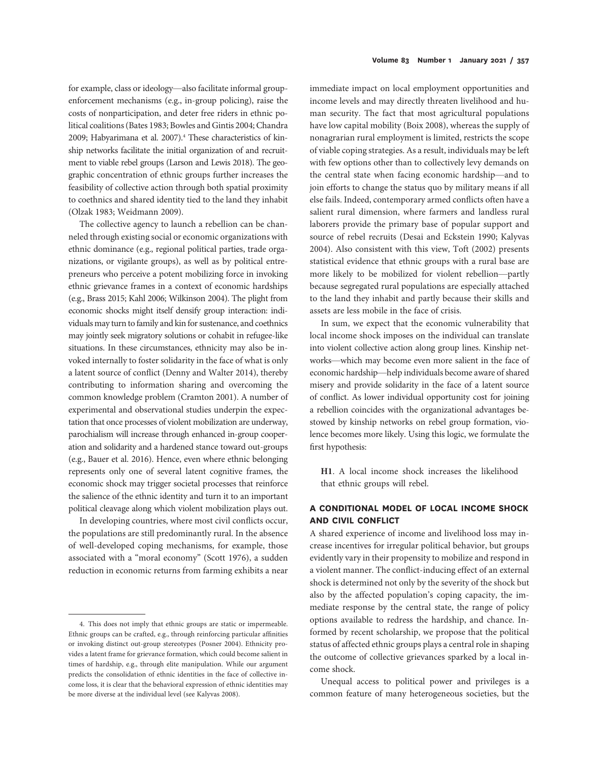for example, class or ideology—also facilitate informal group-enforcement mechanisms (e.g., in-group policing), raise the costs of nonparticipation, and deter free riders in ethnic political coalitions (Bates 1983; Bowles and Gintis 2004; Chandra 2009; Habyarimana et al. 2007).[4] These characteristics of kinship networks facilitate the initial organization of and recruitment to viable rebel groups (Larson and Lewis 2018). The geographic concentration of ethnic groups further increases the feasibility of collective action through both spatial proximity to coethnics and shared identity tied to the land they inhabit (Olzak 1983; Weidmann 2009).

The collective agency to launch a rebellion can be channeled through existing social or economic organizations with ethnic dominance (e.g., regional political parties, trade organizations, or vigilante groups), as well as by political entrepreneurs who perceive a potent mobilizing force in invoking ethnic grievance frames in a context of economic hardships (e.g., Brass 2015; Kahl 2006; Wilkinson 2004). The plight from economic shocks might itself densify group interaction: individuals may turn to family and kin for sustenance, and coethnics may jointly seek migratory solutions or cohabit in refugee-like situations. In these circumstances, ethnicity may also be invoked internally to foster solidarity in the face of what is only a latent source of conflict (Denny and Walter 2014), thereby contributing to information sharing and overcoming the common knowledge problem (Cramton 2001). A number of experimental and observational studies underpin the expectation that once processes of violent mobilization are underway, parochialism will increase through enhanced in-group cooperation and solidarity and a hardened stance toward out-groups (e.g., Bauer et al. 2016). Hence, even where ethnic belonging represents only one of several latent cognitive frames, the economic shock may trigger societal processes that reinforce the salience of the ethnic identity and turn it to an important political cleavage along which violent mobilization plays out.

In developing countries, where most civil conflicts occur, the populations are still predominantly rural. In the absence of well-developed coping mechanisms, for example, those associated with a "moral economy" (Scott 1976), a sudden reduction in economic returns from farming exhibits a near immediate impact on local employment opportunities and income levels and may directly threaten livelihood and human security. The fact that most agricultural populations have low capital mobility (Boix 2008), whereas the supply of nonagrarian rural employment is limited, restricts the scope of viable coping strategies. As a result, individuals may be left with few options other than to collectively levy demands on the central state when facing economic hardship—and to join efforts to change the status quo by military means if all else fails. Indeed, contemporary armed conflicts often have a salient rural dimension, where farmers and landless rural laborers provide the primary base of popular support and source of rebel recruits (Desai and Eckstein 1990; Kalyvas 2004). Also consistent with this view, Toft (2002) presents statistical evidence that ethnic groups with a rural base are more likely to be mobilized for violent rebellion—partly because segregated rural populations are especially attached to the land they inhabit and partly because their skills and assets are less mobile in the face of crisis.

In sum, we expect that the economic vulnerability that local income shock imposes on the individual can translate into violent collective action along group lines. Kinship networks—which may become even more salient in the face of economic hardship—help individuals become aware of shared misery and provide solidarity in the face of a latent source of conflict. As lower individual opportunity cost for joining a rebellion coincides with the organizational advantages bestowed by kinship networks on rebel group formation, violence becomes more likely. Using this logic, we formulate the first hypothesis:

> **H1**. A local income shock increases the likelihood that ethnic groups will rebel.

## A CONDITIONAL MODEL OF LOCAL INCOME SHOCK AND CIVIL CONFLICT

A shared experience of income and livelihood loss may increase incentives for irregular political behavior, but groups evidently vary in their propensity to mobilize and respond in a violent manner. The conflict-inducing effect of an external shock is determined not only by the severity of the shock but also by the affected population's coping capacity, the immediate response by the central state, the range of policy options available to redress the hardship, and chance. Informed by recent scholarship, we propose that the political status of affected ethnic groups plays a central role in shaping the outcome of collective grievances sparked by a local income shock.

Unequal access to political power and privileges is a common feature of many heterogeneous societies, but the

4. This does not imply that ethnic groups are static or impermeable. Ethnic groups can be crafted, e.g., through reinforcing particular affinities or invoking distinct out-group stereotypes (Posner 2004). Ethnicity provides a latent frame for grievance formation, which could become salient in times of hardship, e.g., through elite manipulation. While our argument predicts the consolidation of ethnic identities in the face of collective income loss, it is clear that the behavioral expression of ethnic identities may be more diverse at the individual level (see Kalyvas 2008).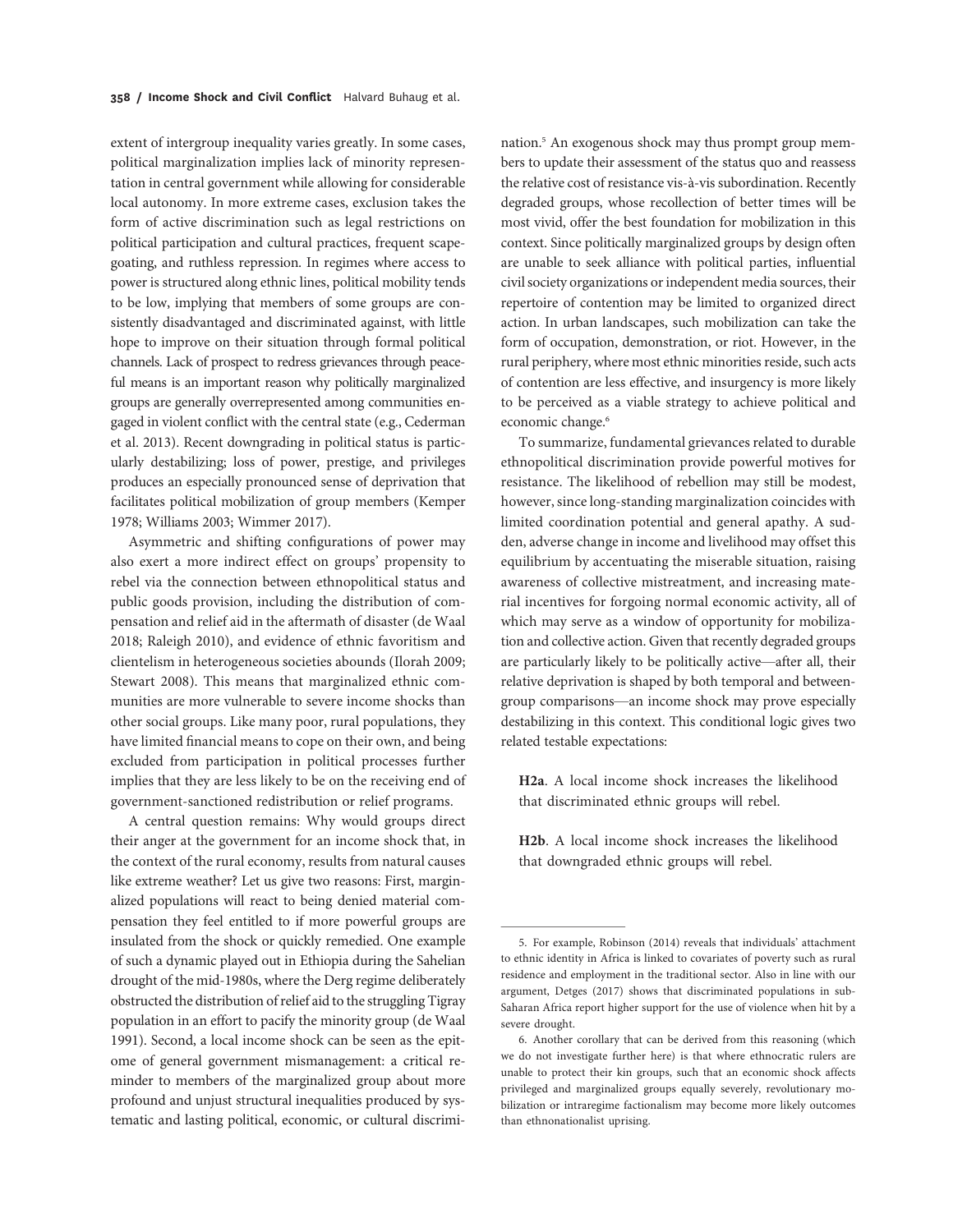extent of intergroup inequality varies greatly. In some cases, political marginalization implies lack of minority representation in central government while allowing for considerable local autonomy. In more extreme cases, exclusion takes the form of active discrimination such as legal restrictions on political participation and cultural practices, frequent scapegoating, and ruthless repression. In regimes where access to power is structured along ethnic lines, political mobility tends to be low, implying that members of some groups are consistently disadvantaged and discriminated against, with little hope to improve on their situation through formal political channels. Lack of prospect to redress grievances through peaceful means is an important reason why politically marginalized groups are generally overrepresented among communities engaged in violent conflict with the central state (e.g., Cederman et al. 2013). Recent downgrading in political status is particularly destabilizing; loss of power, prestige, and privileges produces an especially pronounced sense of deprivation that facilitates political mobilization of group members (Kemper 1978; Williams 2003; Wimmer 2017).

Asymmetric and shifting configurations of power may also exert a more indirect effect on groups' propensity to rebel via the connection between ethnopolitical status and public goods provision, including the distribution of compensation and relief aid in the aftermath of disaster (de Waal 2018; Raleigh 2010), and evidence of ethnic favoritism and clientelism in heterogeneous societies abounds (Ilorah 2009; Stewart 2008). This means that marginalized ethnic communities are more vulnerable to severe income shocks than other social groups. Like many poor, rural populations, they have limited financial means to cope on their own, and being excluded from participation in political processes further implies that they are less likely to be on the receiving end of government-sanctioned redistribution or relief programs.

A central question remains: Why would groups direct their anger at the government for an income shock that, in the context of the rural economy, results from natural causes like extreme weather? Let us give two reasons: First, marginalized populations will react to being denied material compensation they feel entitled to if more powerful groups are insulated from the shock or quickly remedied. One example of such a dynamic played out in Ethiopia during the Sahelian drought of the mid-1980s, where the Derg regime deliberately obstructed the distribution of relief aid to the struggling Tigray population in an effort to pacify the minority group (de Waal 1991). Second, a local income shock can be seen as the epitome of general government mismanagement: a critical reminder to members of the marginalized group about more profound and unjust structural inequalities produced by systematic and lasting political, economic, or cultural discrimination.[5] An exogenous shock may thus prompt group members to update their assessment of the status quo and reassess the relative cost of resistance vis-à-vis subordination. Recently degraded groups, whose recollection of better times will be most vivid, offer the best foundation for mobilization in this context. Since politically marginalized groups by design often are unable to seek alliance with political parties, influential civil society organizations or independent media sources, their repertoire of contention may be limited to organized direct action. In urban landscapes, such mobilization can take the form of occupation, demonstration, or riot. However, in the rural periphery, where most ethnic minorities reside, such acts of contention are less effective, and insurgency is more likely to be perceived as a viable strategy to achieve political and economic change.[6]

To summarize, fundamental grievances related to durable ethnopolitical discrimination provide powerful motives for resistance. The likelihood of rebellion may still be modest, however, since long-standing marginalization coincides with limited coordination potential and general apathy. A sudden, adverse change in income and livelihood may offset this equilibrium by accentuating the miserable situation, raising awareness of collective mistreatment, and increasing material incentives for forgoing normal economic activity, all of which may serve as a window of opportunity for mobilization and collective action. Given that recently degraded groups are particularly likely to be politically active—after all, their relative deprivation is shaped by both temporal and between-group comparisons—an income shock may prove especially destabilizing in this context. This conditional logic gives two related testable expectations:

> **H2a**. A local income shock increases the likelihood that discriminated ethnic groups will rebel.

> **H2b**. A local income shock increases the likelihood that downgraded ethnic groups will rebel.

---

5. For example, Robinson (2014) reveals that individuals' attachment to ethnic identity in Africa is linked to covariates of poverty such as rural residence and employment in the traditional sector. Also in line with our argument, Detges (2017) shows that discriminated populations in sub-Saharan Africa report higher support for the use of violence when hit by a severe drought.

6. Another corollary that can be derived from this reasoning (which we do not investigate further here) is that where ethnocratic rulers are unable to protect their kin groups, such that an economic shock affects privileged and marginalized groups equally severely, revolutionary mobilization or intraregime factionalism may become more likely outcomes than ethnonationalist uprising.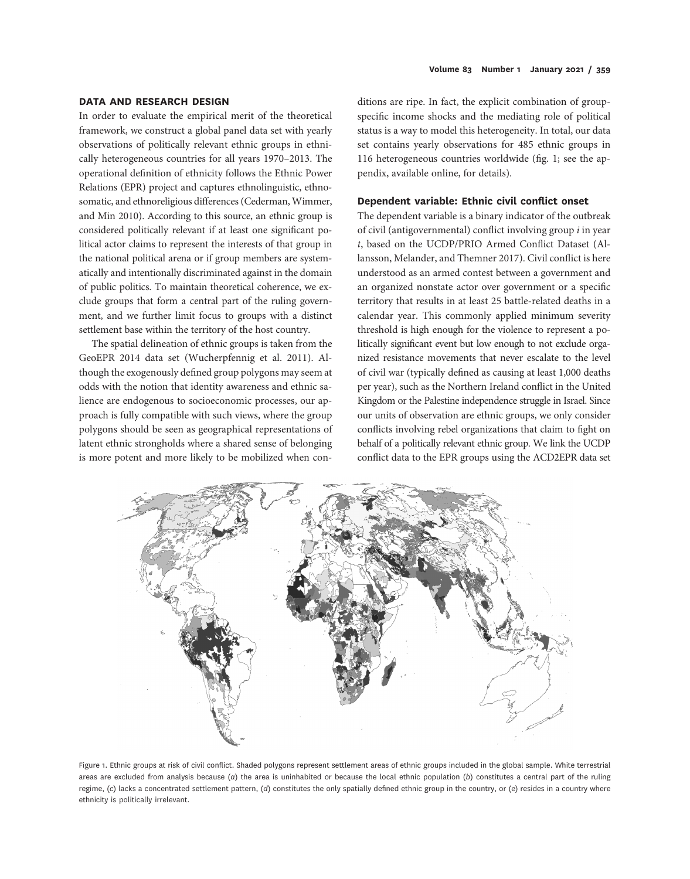## DATA AND RESEARCH DESIGN

In order to evaluate the empirical merit of the theoretical framework, we construct a global panel data set with yearly observations of politically relevant ethnic groups in ethnically heterogeneous countries for all years 1970–2013. The operational definition of ethnicity follows the Ethnic Power Relations (EPR) project and captures ethnolinguistic, ethnosomatic, and ethnoreligious differences (Cederman, Wimmer, and Min 2010). According to this source, an ethnic group is considered politically relevant if at least one significant political actor claims to represent the interests of that group in the national political arena or if group members are systematically and intentionally discriminated against in the domain of public politics. To maintain theoretical coherence, we exclude groups that form a central part of the ruling government, and we further limit focus to groups with a distinct settlement base within the territory of the host country.

The spatial delineation of ethnic groups is taken from the GeoEPR 2014 data set (Wucherpfennig et al. 2011). Although the exogenously defined group polygons may seem at odds with the notion that identity awareness and ethnic salience are endogenous to socioeconomic processes, our approach is fully compatible with such views, where the group polygons should be seen as geographical representations of latent ethnic strongholds where a shared sense of belonging is more potent and more likely to be mobilized when conditions are ripe. In fact, the explicit combination of group-specific income shocks and the mediating role of political status is a way to model this heterogeneity. In total, our data set contains yearly observations for 485 ethnic groups in 116 heterogeneous countries worldwide (fig. 1; see the appendix, available online, for details).

### Dependent variable: Ethnic civil conflict onset

The dependent variable is a binary indicator of the outbreak of civil (antigovernmental) conflict involving group *i* in year *t*, based on the UCDP/PRIO Armed Conflict Dataset (Allansson, Melander, and Themner 2017). Civil conflict is here understood as an armed contest between a government and an organized nonstate actor over government or a specific territory that results in at least 25 battle-related deaths in a calendar year. This commonly applied minimum severity threshold is high enough for the violence to represent a politically significant event but low enough to not exclude organized resistance movements that never escalate to the level of civil war (typically defined as causing at least 1,000 deaths per year), such as the Northern Ireland conflict in the United Kingdom or the Palestine independence struggle in Israel. Since our units of observation are ethnic groups, we only consider conflicts involving rebel organizations that claim to fight on behalf of a politically relevant ethnic group. We link the UCDP conflict data to the EPR groups using the ACD2EPR data set

Figure 1. Ethnic groups at risk of civil conflict. Shaded polygons represent settlement areas of ethnic groups included in the global sample. White terrestrial areas are excluded from analysis because (*a*) the area is uninhabited or because the local ethnic population (*b*) constitutes a central part of the ruling regime, (*c*) lacks a concentrated settlement pattern, (*d*) constitutes the only spatially defined ethnic group in the country, or (*e*) resides in a country where ethnicity is politically irrelevant.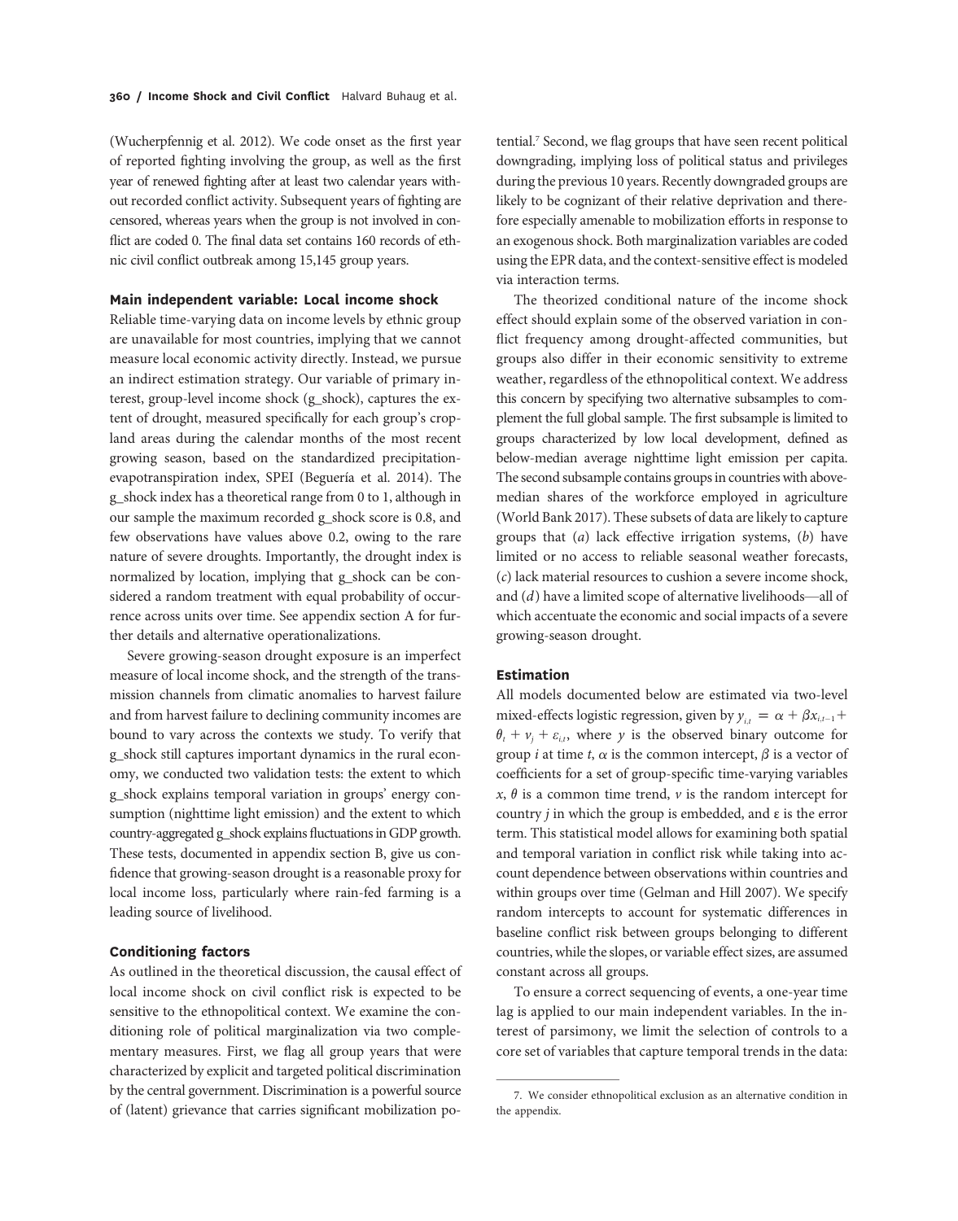(Wucherpfennig et al. 2012). We code onset as the first year of reported fighting involving the group, as well as the first year of renewed fighting after at least two calendar years without recorded conflict activity. Subsequent years of fighting are censored, whereas years when the group is not involved in conflict are coded 0. The final data set contains 160 records of ethnic civil conflict outbreak among 15,145 group years.

### Main independent variable: Local income shock

Reliable time-varying data on income levels by ethnic group are unavailable for most countries, implying that we cannot measure local economic activity directly. Instead, we pursue an indirect estimation strategy. Our variable of primary interest, group-level income shock (g_shock), captures the extent of drought, measured specifically for each group's cropland areas during the calendar months of the most recent growing season, based on the standardized precipitation-evapotranspiration index, SPEI (Beguería et al. 2014). The g_shock index has a theoretical range from 0 to 1, although in our sample the maximum recorded g_shock score is 0.8, and few observations have values above 0.2, owing to the rare nature of severe droughts. Importantly, the drought index is normalized by location, implying that g_shock can be considered a random treatment with equal probability of occurrence across units over time. See appendix section A for further details and alternative operationalizations.

Severe growing-season drought exposure is an imperfect measure of local income shock, and the strength of the transmission channels from climatic anomalies to harvest failure and from harvest failure to declining community incomes are bound to vary across the contexts we study. To verify that g_shock still captures important dynamics in the rural economy, we conducted two validation tests: the extent to which g_shock explains temporal variation in groups' energy consumption (nighttime light emission) and the extent to which country-aggregated g_shock explains fluctuations in GDP growth. These tests, documented in appendix section B, give us confidence that growing-season drought is a reasonable proxy for local income loss, particularly where rain-fed farming is a leading source of livelihood.

### Conditioning factors

As outlined in the theoretical discussion, the causal effect of local income shock on civil conflict risk is expected to be sensitive to the ethnopolitical context. We examine the conditioning role of political marginalization via two complementary measures. First, we flag all group years that were characterized by explicit and targeted political discrimination by the central government. Discrimination is a powerful source of (latent) grievance that carries significant mobilization potential.[7] Second, we flag groups that have seen recent political downgrading, implying loss of political status and privileges during the previous 10 years. Recently downgraded groups are likely to be cognizant of their relative deprivation and therefore especially amenable to mobilization efforts in response to an exogenous shock. Both marginalization variables are coded using the EPR data, and the context-sensitive effect is modeled via interaction terms.

The theorized conditional nature of the income shock effect should explain some of the observed variation in conflict frequency among drought-affected communities, but groups also differ in their economic sensitivity to extreme weather, regardless of the ethnopolitical context. We address this concern by specifying two alternative subsamples to complement the full global sample. The first subsample is limited to groups characterized by low local development, defined as below-median average nighttime light emission per capita. The second subsample contains groups in countries with above-median shares of the workforce employed in agriculture (World Bank 2017). These subsets of data are likely to capture groups that (*a*) lack effective irrigation systems, (*b*) have limited or no access to reliable seasonal weather forecasts, (*c*) lack material resources to cushion a severe income shock, and (*d*) have a limited scope of alternative livelihoods—all of which accentuate the economic and social impacts of a severe growing-season drought.

### Estimation

All models documented below are estimated via two-level mixed-effects logistic regression, given by $y_{i,t} = \alpha + \beta x_{i,t-1} + \theta_t + v_j + \varepsilon_{i,t}$, where $y$ is the observed binary outcome for group $i$ at time $t$, $\alpha$ is the common intercept, $\beta$ is a vector of coefficients for a set of group-specific time-varying variables $x$, $\theta$ is a common time trend, $v$ is the random intercept for country $j$ in which the group is embedded, and $\varepsilon$ is the error term. This statistical model allows for examining both spatial and temporal variation in conflict risk while taking into account dependence between observations within countries and within groups over time (Gelman and Hill 2007). We specify random intercepts to account for systematic differences in baseline conflict risk between groups belonging to different countries, while the slopes, or variable effect sizes, are assumed constant across all groups.

To ensure a correct sequencing of events, a one-year time lag is applied to our main independent variables. In the interest of parsimony, we limit the selection of controls to a core set of variables that capture temporal trends in the data:

7. We consider ethnopolitical exclusion as an alternative condition in the appendix.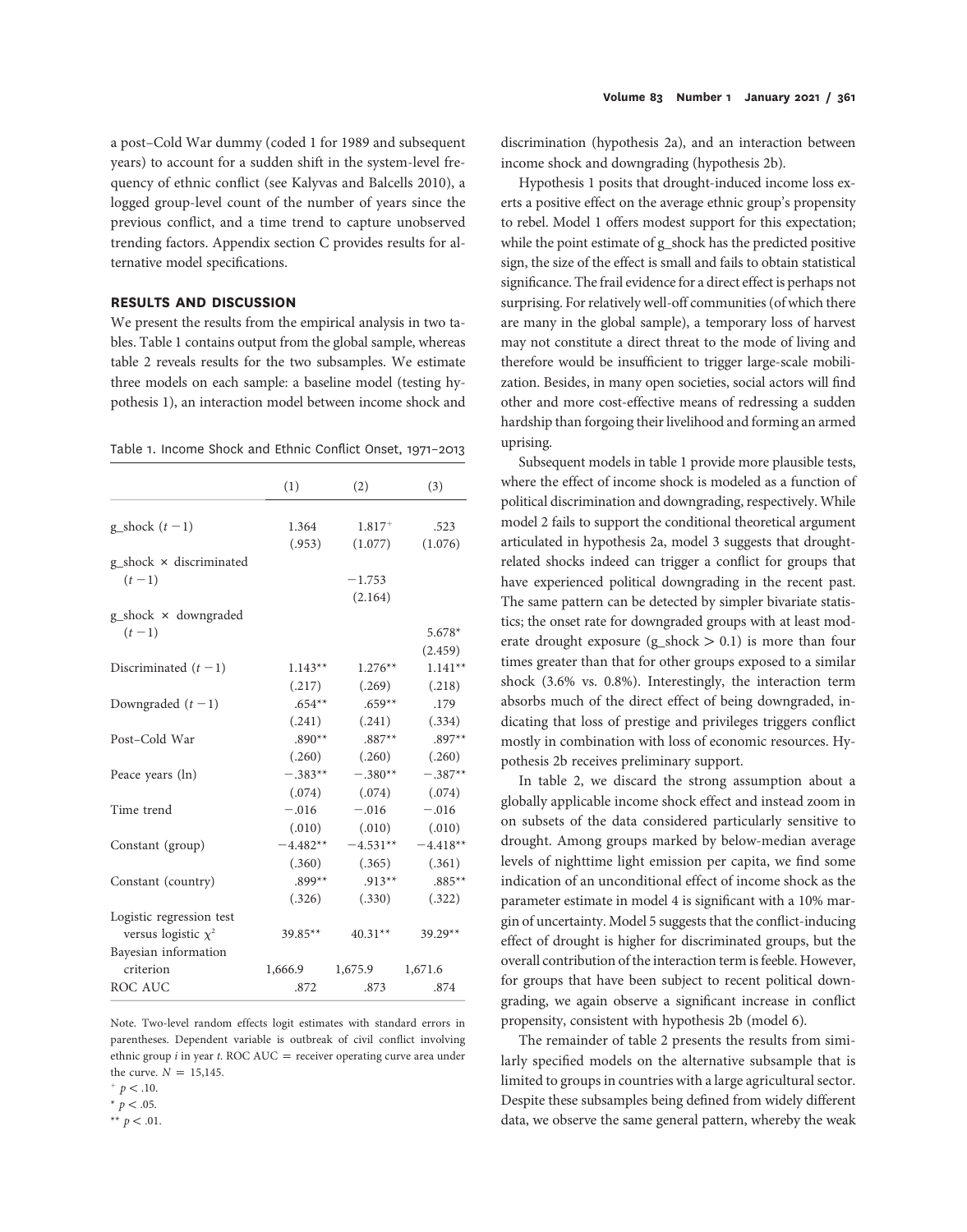a post–Cold War dummy (coded 1 for 1989 and subsequent years) to account for a sudden shift in the system-level frequency of ethnic conflict (see Kalyvas and Balcells 2010), a logged group-level count of the number of years since the previous conflict, and a time trend to capture unobserved trending factors. Appendix section C provides results for alternative model specifications.

## RESULTS AND DISCUSSION

We present the results from the empirical analysis in two tables. Table 1 contains output from the global sample, whereas table 2 reveals results for the two subsamples. We estimate three models on each sample: a baseline model (testing hypothesis 1), an interaction model between income shock and discrimination (hypothesis 2a), and an interaction between income shock and downgrading (hypothesis 2b).

Table 1. Income Shock and Ethnic Conflict Onset, 1971–2013

| | (1) | (2) | (3) |
|---|---|---|---|
| g_shock ($t-1$) | 1.364 | 1.817$^{+}$ | .523 |
| | (.953) | (1.077) | (1.076) |
| g_shock × discriminated ($t-1$) | | −1.753 | |
| | | (2.164) | |
| g_shock × downgraded ($t-1$) | | | 5.678* |
| | | | (2.459) |
| Discriminated ($t-1$) | 1.143** | 1.276** | 1.141** |
| | (.217) | (.269) | (.218) |
| Downgraded ($t-1$) | .654** | .659** | .179 |
| | (.241) | (.241) | (.334) |
| Post–Cold War | .890** | .887** | .897** |
| | (.260) | (.260) | (.260) |
| Peace years (ln) | −.383** | −.380** | −.387** |
| | (.074) | (.074) | (.074) |
| Time trend | −.016 | −.016 | −.016 |
| | (.010) | (.010) | (.010) |
| Constant (group) | −4.482** | −4.531** | −4.418** |
| | (.360) | (.365) | (.361) |
| Constant (country) | .899** | .913** | .885** |
| | (.326) | (.330) | (.322) |
| Logistic regression test versus logistic $\chi^2$ | 39.85** | 40.31** | 39.29** |
| Bayesian information criterion | 1,666.9 | 1,675.9 | 1,671.6 |
| ROC AUC | .872 | .873 | .874 |

Note. Two-level random effects logit estimates with standard errors in parentheses. Dependent variable is outbreak of civil conflict involving ethnic group $i$ in year $t$. ROC AUC = receiver operating curve area under the curve. $N = 15{,}145$.

$^{+}$ $p < .10$.

\* $p < .05$.

\*\* $p < .01$.

Hypothesis 1 posits that drought-induced income loss exerts a positive effect on the average ethnic group's propensity to rebel. Model 1 offers modest support for this expectation; while the point estimate of g_shock has the predicted positive sign, the size of the effect is small and fails to obtain statistical significance. The frail evidence for a direct effect is perhaps not surprising. For relatively well-off communities (of which there are many in the global sample), a temporary loss of harvest may not constitute a direct threat to the mode of living and therefore would be insufficient to trigger large-scale mobilization. Besides, in many open societies, social actors will find other and more cost-effective means of redressing a sudden hardship than forgoing their livelihood and forming an armed uprising.

Subsequent models in table 1 provide more plausible tests, where the effect of income shock is modeled as a function of political discrimination and downgrading, respectively. While model 2 fails to support the conditional theoretical argument articulated in hypothesis 2a, model 3 suggests that drought-related shocks indeed can trigger a conflict for groups that have experienced political downgrading in the recent past. The same pattern can be detected by simpler bivariate statistics; the onset rate for downgraded groups with at least moderate drought exposure (g_shock $> 0.1$) is more than four times greater than that for other groups exposed to a similar shock (3.6% vs. 0.8%). Interestingly, the interaction term absorbs much of the direct effect of being downgraded, indicating that loss of prestige and privileges triggers conflict mostly in combination with loss of economic resources. Hypothesis 2b receives preliminary support.

In table 2, we discard the strong assumption about a globally applicable income shock effect and instead zoom in on subsets of the data considered particularly sensitive to drought. Among groups marked by below-median average levels of nighttime light emission per capita, we find some indication of an unconditional effect of income shock as the parameter estimate in model 4 is significant with a 10% margin of uncertainty. Model 5 suggests that the conflict-inducing effect of drought is higher for discriminated groups, but the overall contribution of the interaction term is feeble. However, for groups that have been subject to recent political downgrading, we again observe a significant increase in conflict propensity, consistent with hypothesis 2b (model 6).

The remainder of table 2 presents the results from similarly specified models on the alternative subsample that is limited to groups in countries with a large agricultural sector. Despite these subsamples being defined from widely different data, we observe the same general pattern, whereby the weak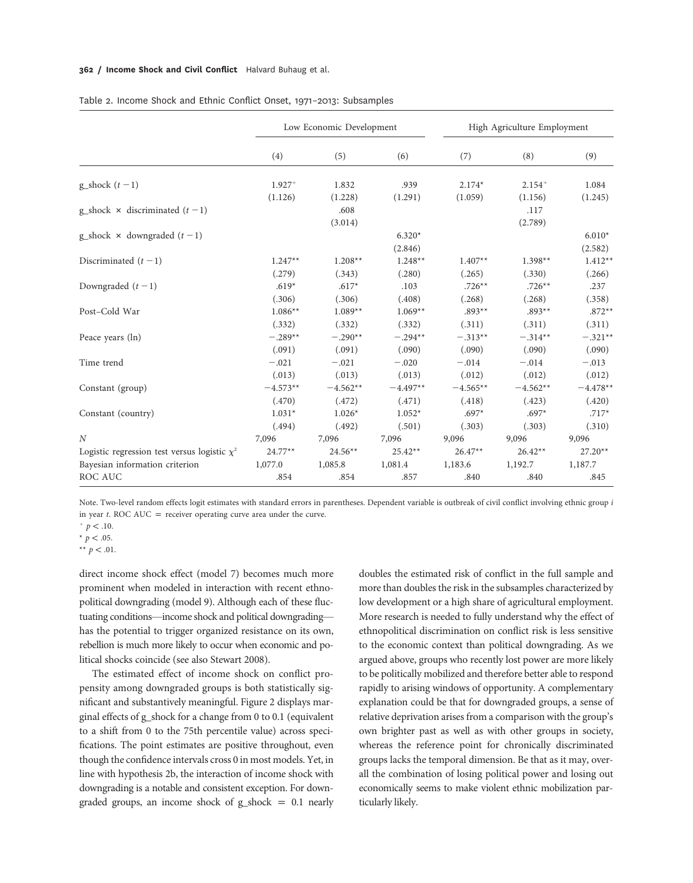Table 2. Income Shock and Ethnic Conflict Onset, 1971–2013: Subsamples

| | Low Economic Development | | | High Agriculture Employment | | |
|---|---|---|---|---|---|---|
| | (4) | (5) | (6) | (7) | (8) | (9) |
| g_shock $(t-1)$ | 1.927⁺ | 1.832 | .939 | 2.174* | 2.154⁺ | 1.084 |
| | (1.126) | (1.228) | (1.291) | (1.059) | (1.156) | (1.245) |
| g_shock × discriminated $(t-1)$ | | .608 | | | .117 | |
| | | (3.014) | | | (2.789) | |
| g_shock × downgraded $(t-1)$ | | | 6.320* | | | 6.010* |
| | | | (2.846) | | | (2.582) |
| Discriminated $(t-1)$ | 1.247** | 1.208** | 1.248** | 1.407** | 1.398** | 1.412** |
| | (.279) | (.343) | (.280) | (.265) | (.330) | (.266) |
| Downgraded $(t-1)$ | .619* | .617* | .103 | .726** | .726** | .237 |
| | (.306) | (.306) | (.408) | (.268) | (.268) | (.358) |
| Post–Cold War | 1.086** | 1.089** | 1.069** | .893** | .893** | .872** |
| | (.332) | (.332) | (.332) | (.311) | (.311) | (.311) |
| Peace years (ln) | −.289** | −.290** | −.294** | −.313** | −.314** | −.321** |
| | (.091) | (.091) | (.090) | (.090) | (.090) | (.090) |
| Time trend | −.021 | −.021 | −.020 | −.014 | −.014 | −.013 |
| | (.013) | (.013) | (.013) | (.012) | (.012) | (.012) |
| Constant (group) | −4.573** | −4.562** | −4.497** | −4.565** | −4.562** | −4.478** |
| | (.470) | (.472) | (.471) | (.418) | (.423) | (.420) |
| Constant (country) | 1.031* | 1.026* | 1.052* | .697* | .697* | .717* |
| | (.494) | (.492) | (.501) | (.303) | (.303) | (.310) |
| $N$ | 7,096 | 7,096 | 7,096 | 9,096 | 9,096 | 9,096 |
| Logistic regression test versus logistic $\chi^2$ | 24.77** | 24.56** | 25.42** | 26.47** | 26.42** | 27.20** |
| Bayesian information criterion | 1,077.0 | 1,085.8 | 1,081.4 | 1,183.6 | 1,192.7 | 1,187.7 |
| ROC AUC | .854 | .854 | .857 | .840 | .840 | .845 |

Note. Two-level random effects logit estimates with standard errors in parentheses. Dependent variable is outbreak of civil conflict involving ethnic group $i$ in year $t$. ROC AUC = receiver operating curve area under the curve.

⁺ $p < .10$.

\* $p < .05$.

\*\* $p < .01$.

direct income shock effect (model 7) becomes much more prominent when modeled in interaction with recent ethnopolitical downgrading (model 9). Although each of these fluctuating conditions—income shock and political downgrading—has the potential to trigger organized resistance on its own, rebellion is much more likely to occur when economic and political shocks coincide (see also Stewart 2008).

The estimated effect of income shock on conflict propensity among downgraded groups is both statistically significant and substantively meaningful. Figure 2 displays marginal effects of g_shock for a change from 0 to 0.1 (equivalent to a shift from 0 to the 75th percentile value) across specifications. The point estimates are positive throughout, even though the confidence intervals cross 0 in most models. Yet, in line with hypothesis 2b, the interaction of income shock with downgrading is a notable and consistent exception. For downgraded groups, an income shock of g_shock = 0.1 nearly doubles the estimated risk of conflict in the full sample and more than doubles the risk in the subsamples characterized by low development or a high share of agricultural employment. More research is needed to fully understand why the effect of ethnopolitical discrimination on conflict risk is less sensitive to the economic context than political downgrading. As we argued above, groups who recently lost power are more likely to be politically mobilized and therefore better able to respond rapidly to arising windows of opportunity. A complementary explanation could be that for downgraded groups, a sense of relative deprivation arises from a comparison with the group's own brighter past as well as with other groups in society, whereas the reference point for chronically discriminated groups lacks the temporal dimension. Be that as it may, overall the combination of losing political power and losing out economically seems to make violent ethnic mobilization particularly likely.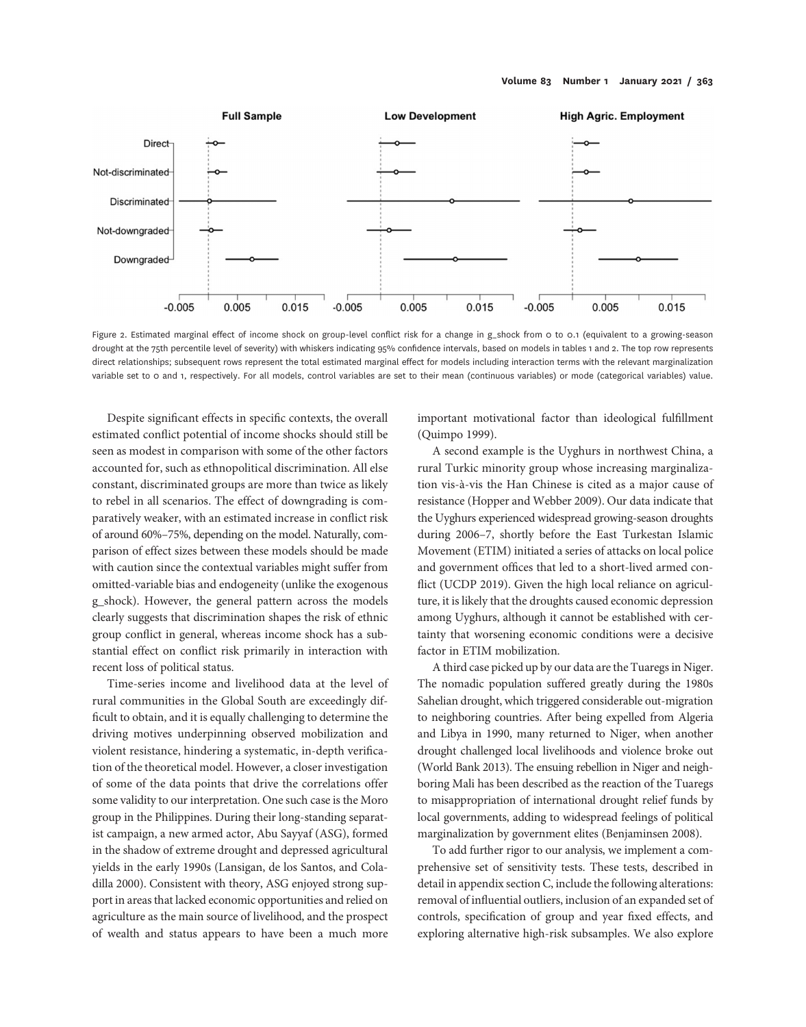Full Sample

Low Development

High Agric. Employment

Direct

Not-discriminated

Discriminated

Not-downgraded

Downgraded

-0.005 0.005 0.015 -0.005 0.005 0.015 -0.005 0.005 0.015

Figure 2. Estimated marginal effect of income shock on group-level conflict risk for a change in g_shock from 0 to 0.1 (equivalent to a growing-season drought at the 75th percentile level of severity) with whiskers indicating 95% confidence intervals, based on models in tables 1 and 2. The top row represents direct relationships; subsequent rows represent the total estimated marginal effect for models including interaction terms with the relevant marginalization variable set to 0 and 1, respectively. For all models, control variables are set to their mean (continuous variables) or mode (categorical variables) value.

Despite significant effects in specific contexts, the overall estimated conflict potential of income shocks should still be seen as modest in comparison with some of the other factors accounted for, such as ethnopolitical discrimination. All else constant, discriminated groups are more than twice as likely to rebel in all scenarios. The effect of downgrading is comparatively weaker, with an estimated increase in conflict risk of around 60%–75%, depending on the model. Naturally, comparison of effect sizes between these models should be made with caution since the contextual variables might suffer from omitted-variable bias and endogeneity (unlike the exogenous g_shock). However, the general pattern across the models clearly suggests that discrimination shapes the risk of ethnic group conflict in general, whereas income shock has a substantial effect on conflict risk primarily in interaction with recent loss of political status.

Time-series income and livelihood data at the level of rural communities in the Global South are exceedingly difficult to obtain, and it is equally challenging to determine the driving motives underpinning observed mobilization and violent resistance, hindering a systematic, in-depth verification of the theoretical model. However, a closer investigation of some of the data points that drive the correlations offer some validity to our interpretation. One such case is the Moro group in the Philippines. During their long-standing separatist campaign, a new armed actor, Abu Sayyaf (ASG), formed in the shadow of extreme drought and depressed agricultural yields in the early 1990s (Lansigan, de los Santos, and Coladilla 2000). Consistent with theory, ASG enjoyed strong support in areas that lacked economic opportunities and relied on agriculture as the main source of livelihood, and the prospect of wealth and status appears to have been a much more important motivational factor than ideological fulfillment (Quimpo 1999).

A second example is the Uyghurs in northwest China, a rural Turkic minority group whose increasing marginalization vis-à-vis the Han Chinese is cited as a major cause of resistance (Hopper and Webber 2009). Our data indicate that the Uyghurs experienced widespread growing-season droughts during 2006–7, shortly before the East Turkestan Islamic Movement (ETIM) initiated a series of attacks on local police and government offices that led to a short-lived armed conflict (UCDP 2019). Given the high local reliance on agriculture, it is likely that the droughts caused economic depression among Uyghurs, although it cannot be established with certainty that worsening economic conditions were a decisive factor in ETIM mobilization.

A third case picked up by our data are the Tuaregs in Niger. The nomadic population suffered greatly during the 1980s Sahelian drought, which triggered considerable out-migration to neighboring countries. After being expelled from Algeria and Libya in 1990, many returned to Niger, when another drought challenged local livelihoods and violence broke out (World Bank 2013). The ensuing rebellion in Niger and neighboring Mali has been described as the reaction of the Tuaregs to misappropriation of international drought relief funds by local governments, adding to widespread feelings of political marginalization by government elites (Benjaminsen 2008).

To add further rigor to our analysis, we implement a comprehensive set of sensitivity tests. These tests, described in detail in appendix section C, include the following alterations: removal of influential outliers, inclusion of an expanded set of controls, specification of group and year fixed effects, and exploring alternative high-risk subsamples. We also explore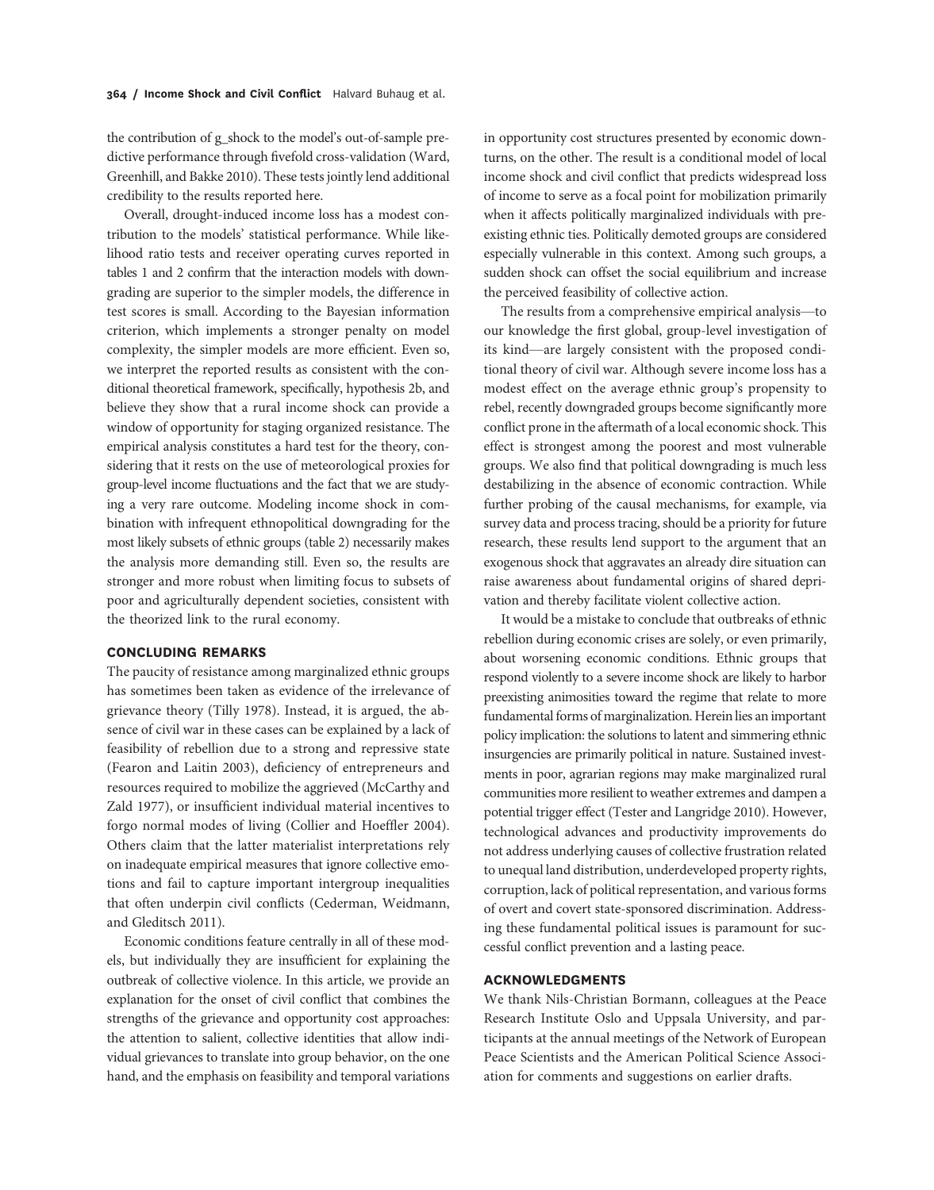the contribution of g_shock to the model's out-of-sample predictive performance through fivefold cross-validation (Ward, Greenhill, and Bakke 2010). These tests jointly lend additional credibility to the results reported here.

Overall, drought-induced income loss has a modest contribution to the models' statistical performance. While likelihood ratio tests and receiver operating curves reported in tables 1 and 2 confirm that the interaction models with downgrading are superior to the simpler models, the difference in test scores is small. According to the Bayesian information criterion, which implements a stronger penalty on model complexity, the simpler models are more efficient. Even so, we interpret the reported results as consistent with the conditional theoretical framework, specifically, hypothesis 2b, and believe they show that a rural income shock can provide a window of opportunity for staging organized resistance. The empirical analysis constitutes a hard test for the theory, considering that it rests on the use of meteorological proxies for group-level income fluctuations and the fact that we are studying a very rare outcome. Modeling income shock in combination with infrequent ethnopolitical downgrading for the most likely subsets of ethnic groups (table 2) necessarily makes the analysis more demanding still. Even so, the results are stronger and more robust when limiting focus to subsets of poor and agriculturally dependent societies, consistent with the theorized link to the rural economy.

## CONCLUDING REMARKS

The paucity of resistance among marginalized ethnic groups has sometimes been taken as evidence of the irrelevance of grievance theory (Tilly 1978). Instead, it is argued, the absence of civil war in these cases can be explained by a lack of feasibility of rebellion due to a strong and repressive state (Fearon and Laitin 2003), deficiency of entrepreneurs and resources required to mobilize the aggrieved (McCarthy and Zald 1977), or insufficient individual material incentives to forgo normal modes of living (Collier and Hoeffler 2004). Others claim that the latter materialist interpretations rely on inadequate empirical measures that ignore collective emotions and fail to capture important intergroup inequalities that often underpin civil conflicts (Cederman, Weidmann, and Gleditsch 2011).

Economic conditions feature centrally in all of these models, but individually they are insufficient for explaining the outbreak of collective violence. In this article, we provide an explanation for the onset of civil conflict that combines the strengths of the grievance and opportunity cost approaches: the attention to salient, collective identities that allow individual grievances to translate into group behavior, on the one hand, and the emphasis on feasibility and temporal variations in opportunity cost structures presented by economic downturns, on the other. The result is a conditional model of local income shock and civil conflict that predicts widespread loss of income to serve as a focal point for mobilization primarily when it affects politically marginalized individuals with preexisting ethnic ties. Politically demoted groups are considered especially vulnerable in this context. Among such groups, a sudden shock can offset the social equilibrium and increase the perceived feasibility of collective action.

The results from a comprehensive empirical analysis—to our knowledge the first global, group-level investigation of its kind—are largely consistent with the proposed conditional theory of civil war. Although severe income loss has a modest effect on the average ethnic group's propensity to rebel, recently downgraded groups become significantly more conflict prone in the aftermath of a local economic shock. This effect is strongest among the poorest and most vulnerable groups. We also find that political downgrading is much less destabilizing in the absence of economic contraction. While further probing of the causal mechanisms, for example, via survey data and process tracing, should be a priority for future research, these results lend support to the argument that an exogenous shock that aggravates an already dire situation can raise awareness about fundamental origins of shared deprivation and thereby facilitate violent collective action.

It would be a mistake to conclude that outbreaks of ethnic rebellion during economic crises are solely, or even primarily, about worsening economic conditions. Ethnic groups that respond violently to a severe income shock are likely to harbor preexisting animosities toward the regime that relate to more fundamental forms of marginalization. Herein lies an important policy implication: the solutions to latent and simmering ethnic insurgencies are primarily political in nature. Sustained investments in poor, agrarian regions may make marginalized rural communities more resilient to weather extremes and dampen a potential trigger effect (Tester and Langridge 2010). However, technological advances and productivity improvements do not address underlying causes of collective frustration related to unequal land distribution, underdeveloped property rights, corruption, lack of political representation, and various forms of overt and covert state-sponsored discrimination. Addressing these fundamental political issues is paramount for successful conflict prevention and a lasting peace.

## ACKNOWLEDGMENTS

We thank Nils-Christian Bormann, colleagues at the Peace Research Institute Oslo and Uppsala University, and participants at the annual meetings of the Network of European Peace Scientists and the American Political Science Association for comments and suggestions on earlier drafts.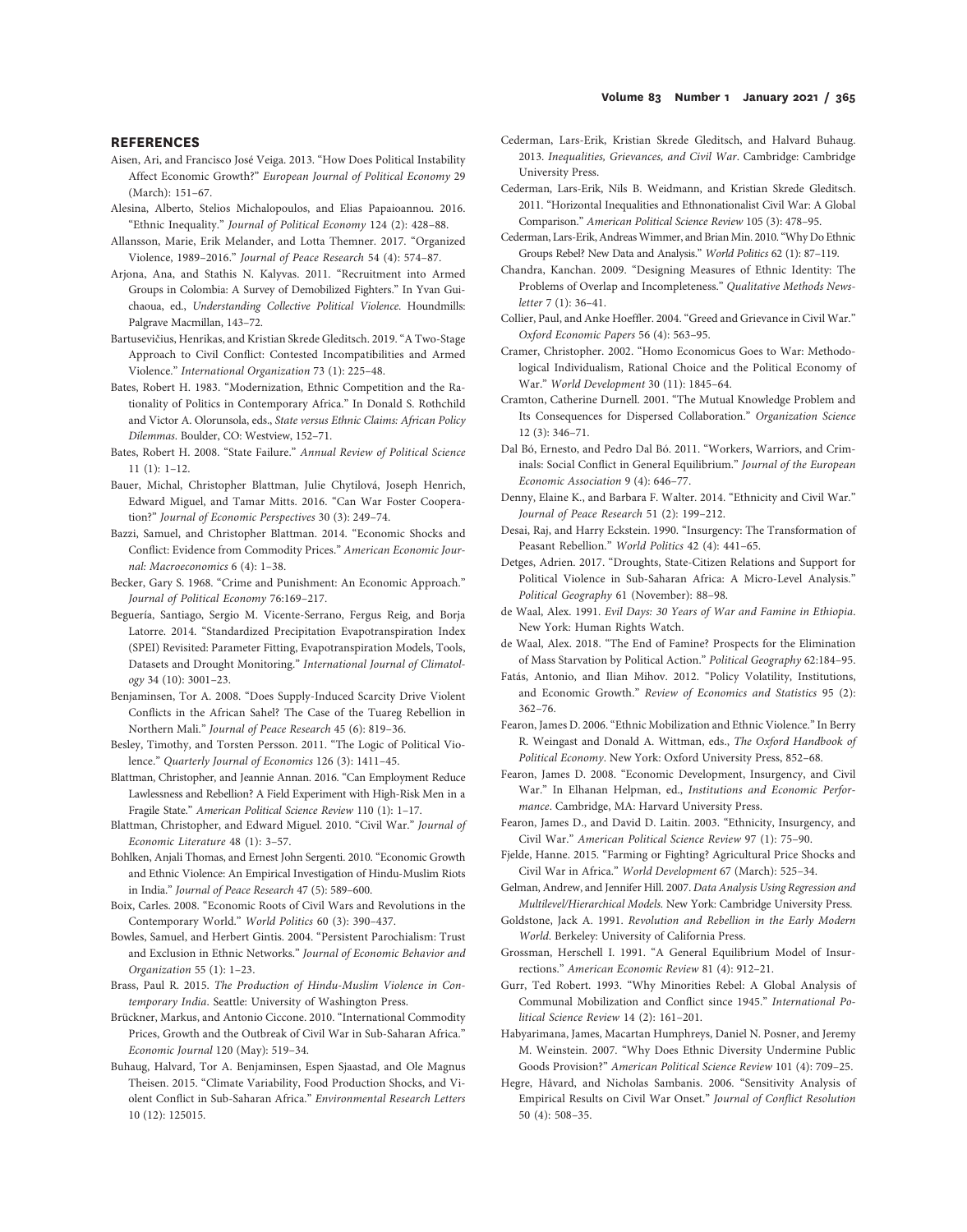## REFERENCES

Aisen, Ari, and Francisco José Veiga. 2013. "How Does Political Instability Affect Economic Growth?" *European Journal of Political Economy* 29 (March): 151–67.

Alesina, Alberto, Stelios Michalopoulos, and Elias Papaioannou. 2016. "Ethnic Inequality." *Journal of Political Economy* 124 (2): 428–88.

Allansson, Marie, Erik Melander, and Lotta Themner. 2017. "Organized Violence, 1989–2016." *Journal of Peace Research* 54 (4): 574–87.

Arjona, Ana, and Stathis N. Kalyvas. 2011. "Recruitment into Armed Groups in Colombia: A Survey of Demobilized Fighters." In Yvan Guichaoua, ed., *Understanding Collective Political Violence*. Houndmills: Palgrave Macmillan, 143–72.

Bartusevičius, Henrikas, and Kristian Skrede Gleditsch. 2019. "A Two-Stage Approach to Civil Conflict: Contested Incompatibilities and Armed Violence." *International Organization* 73 (1): 225–48.

Bates, Robert H. 1983. "Modernization, Ethnic Competition and the Rationality of Politics in Contemporary Africa." In Donald S. Rothchild and Victor A. Olorunsola, eds., *State versus Ethnic Claims: African Policy Dilemmas*. Boulder, CO: Westview, 152–71.

Bates, Robert H. 2008. "State Failure." *Annual Review of Political Science* 11 (1): 1–12.

Bauer, Michal, Christopher Blattman, Julie Chytilová, Joseph Henrich, Edward Miguel, and Tamar Mitts. 2016. "Can War Foster Cooperation?" *Journal of Economic Perspectives* 30 (3): 249–74.

Bazzi, Samuel, and Christopher Blattman. 2014. "Economic Shocks and Conflict: Evidence from Commodity Prices." *American Economic Journal: Macroeconomics* 6 (4): 1–38.

Becker, Gary S. 1968. "Crime and Punishment: An Economic Approach." *Journal of Political Economy* 76:169–217.

Beguería, Santiago, Sergio M. Vicente-Serrano, Fergus Reig, and Borja Latorre. 2014. "Standardized Precipitation Evapotranspiration Index (SPEI) Revisited: Parameter Fitting, Evapotranspiration Models, Tools, Datasets and Drought Monitoring." *International Journal of Climatology* 34 (10): 3001–23.

Benjaminsen, Tor A. 2008. "Does Supply-Induced Scarcity Drive Violent Conflicts in the African Sahel? The Case of the Tuareg Rebellion in Northern Mali." *Journal of Peace Research* 45 (6): 819–36.

Besley, Timothy, and Torsten Persson. 2011. "The Logic of Political Violence." *Quarterly Journal of Economics* 126 (3): 1411–45.

Blattman, Christopher, and Jeannie Annan. 2016. "Can Employment Reduce Lawlessness and Rebellion? A Field Experiment with High-Risk Men in a Fragile State." *American Political Science Review* 110 (1): 1–17.

Blattman, Christopher, and Edward Miguel. 2010. "Civil War." *Journal of Economic Literature* 48 (1): 3–57.

Bohlken, Anjali Thomas, and Ernest John Sergenti. 2010. "Economic Growth and Ethnic Violence: An Empirical Investigation of Hindu-Muslim Riots in India." *Journal of Peace Research* 47 (5): 589–600.

Boix, Carles. 2008. "Economic Roots of Civil Wars and Revolutions in the Contemporary World." *World Politics* 60 (3): 390–437.

Bowles, Samuel, and Herbert Gintis. 2004. "Persistent Parochialism: Trust and Exclusion in Ethnic Networks." *Journal of Economic Behavior and Organization* 55 (1): 1–23.

Brass, Paul R. 2015. *The Production of Hindu-Muslim Violence in Contemporary India*. Seattle: University of Washington Press.

Brückner, Markus, and Antonio Ciccone. 2010. "International Commodity Prices, Growth and the Outbreak of Civil War in Sub-Saharan Africa." *Economic Journal* 120 (May): 519–34.

Buhaug, Halvard, Tor A. Benjaminsen, Espen Sjaastad, and Ole Magnus Theisen. 2015. "Climate Variability, Food Production Shocks, and Violent Conflict in Sub-Saharan Africa." *Environmental Research Letters* 10 (12): 125015.

Cederman, Lars-Erik, Kristian Skrede Gleditsch, and Halvard Buhaug. 2013. *Inequalities, Grievances, and Civil War*. Cambridge: Cambridge University Press.

Cederman, Lars-Erik, Nils B. Weidmann, and Kristian Skrede Gleditsch. 2011. "Horizontal Inequalities and Ethnonationalist Civil War: A Global Comparison." *American Political Science Review* 105 (3): 478–95.

Cederman, Lars-Erik, Andreas Wimmer, and Brian Min. 2010. "Why Do Ethnic Groups Rebel? New Data and Analysis." *World Politics* 62 (1): 87–119.

Chandra, Kanchan. 2009. "Designing Measures of Ethnic Identity: The Problems of Overlap and Incompleteness." *Qualitative Methods Newsletter* 7 (1): 36–41.

Collier, Paul, and Anke Hoeffler. 2004. "Greed and Grievance in Civil War." *Oxford Economic Papers* 56 (4): 563–95.

Cramer, Christopher. 2002. "Homo Economicus Goes to War: Methodological Individualism, Rational Choice and the Political Economy of War." *World Development* 30 (11): 1845–64.

Cramton, Catherine Durnell. 2001. "The Mutual Knowledge Problem and Its Consequences for Dispersed Collaboration." *Organization Science* 12 (3): 346–71.

Dal Bó, Ernesto, and Pedro Dal Bó. 2011. "Workers, Warriors, and Criminals: Social Conflict in General Equilibrium." *Journal of the European Economic Association* 9 (4): 646–77.

Denny, Elaine K., and Barbara F. Walter. 2014. "Ethnicity and Civil War." *Journal of Peace Research* 51 (2): 199–212.

Desai, Raj, and Harry Eckstein. 1990. "Insurgency: The Transformation of Peasant Rebellion." *World Politics* 42 (4): 441–65.

Detges, Adrien. 2017. "Droughts, State-Citizen Relations and Support for Political Violence in Sub-Saharan Africa: A Micro-Level Analysis." *Political Geography* 61 (November): 88–98.

de Waal, Alex. 1991. *Evil Days: 30 Years of War and Famine in Ethiopia*. New York: Human Rights Watch.

de Waal, Alex. 2018. "The End of Famine? Prospects for the Elimination of Mass Starvation by Political Action." *Political Geography* 62:184–95.

Fatás, Antonio, and Ilian Mihov. 2012. "Policy Volatility, Institutions, and Economic Growth." *Review of Economics and Statistics* 95 (2): 362–76.

Fearon, James D. 2006. "Ethnic Mobilization and Ethnic Violence." In Berry R. Weingast and Donald A. Wittman, eds., *The Oxford Handbook of Political Economy*. New York: Oxford University Press, 852–68.

Fearon, James D. 2008. "Economic Development, Insurgency, and Civil War." In Elhanan Helpman, ed., *Institutions and Economic Performance*. Cambridge, MA: Harvard University Press.

Fearon, James D., and David D. Laitin. 2003. "Ethnicity, Insurgency, and Civil War." *American Political Science Review* 97 (1): 75–90.

Fjelde, Hanne. 2015. "Farming or Fighting? Agricultural Price Shocks and Civil War in Africa." *World Development* 67 (March): 525–34.

Gelman, Andrew, and Jennifer Hill. 2007. *Data Analysis Using Regression and Multilevel/Hierarchical Models*. New York: Cambridge University Press.

Goldstone, Jack A. 1991. *Revolution and Rebellion in the Early Modern World*. Berkeley: University of California Press.

Grossman, Herschell I. 1991. "A General Equilibrium Model of Insurrections." *American Economic Review* 81 (4): 912–21.

Gurr, Ted Robert. 1993. "Why Minorities Rebel: A Global Analysis of Communal Mobilization and Conflict since 1945." *International Political Science Review* 14 (2): 161–201.

Habyarimana, James, Macartan Humphreys, Daniel N. Posner, and Jeremy M. Weinstein. 2007. "Why Does Ethnic Diversity Undermine Public Goods Provision?" *American Political Science Review* 101 (4): 709–25.

Hegre, Håvard, and Nicholas Sambanis. 2006. "Sensitivity Analysis of Empirical Results on Civil War Onset." *Journal of Conflict Resolution* 50 (4): 508–35.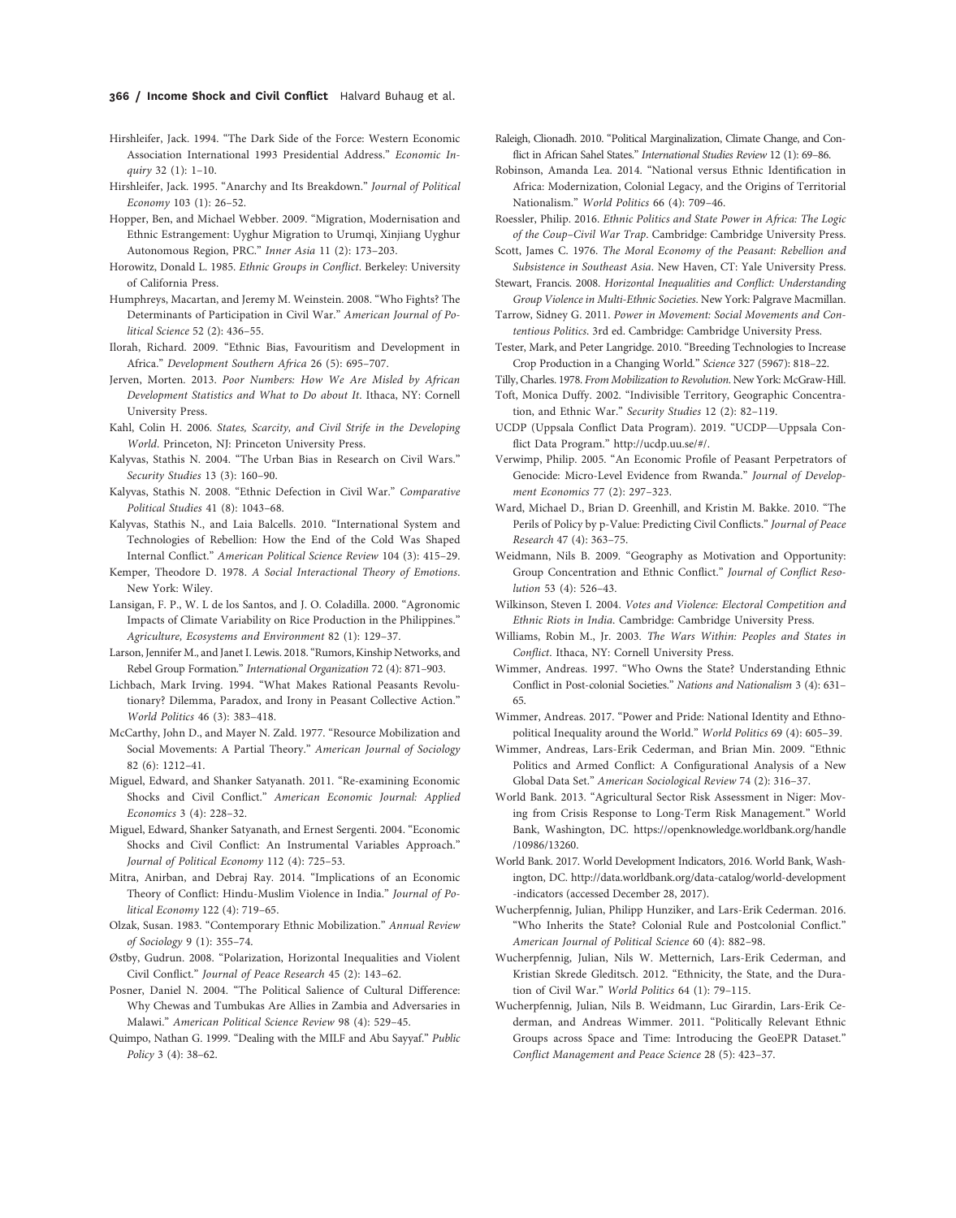Hirshleifer, Jack. 1994. "The Dark Side of the Force: Western Economic Association International 1993 Presidential Address." *Economic Inquiry* 32 (1): 1–10.

Hirshleifer, Jack. 1995. "Anarchy and Its Breakdown." *Journal of Political Economy* 103 (1): 26–52.

Hopper, Ben, and Michael Webber. 2009. "Migration, Modernisation and Ethnic Estrangement: Uyghur Migration to Urumqi, Xinjiang Uyghur Autonomous Region, PRC." *Inner Asia* 11 (2): 173–203.

Horowitz, Donald L. 1985. *Ethnic Groups in Conflict*. Berkeley: University of California Press.

Humphreys, Macartan, and Jeremy M. Weinstein. 2008. "Who Fights? The Determinants of Participation in Civil War." *American Journal of Political Science* 52 (2): 436–55.

Ilorah, Richard. 2009. "Ethnic Bias, Favouritism and Development in Africa." *Development Southern Africa* 26 (5): 695–707.

Jerven, Morten. 2013. *Poor Numbers: How We Are Misled by African Development Statistics and What to Do about It*. Ithaca, NY: Cornell University Press.

Kahl, Colin H. 2006. *States, Scarcity, and Civil Strife in the Developing World*. Princeton, NJ: Princeton University Press.

Kalyvas, Stathis N. 2004. "The Urban Bias in Research on Civil Wars." *Security Studies* 13 (3): 160–90.

Kalyvas, Stathis N. 2008. "Ethnic Defection in Civil War." *Comparative Political Studies* 41 (8): 1043–68.

Kalyvas, Stathis N., and Laia Balcells. 2010. "International System and Technologies of Rebellion: How the End of the Cold Was Shaped Internal Conflict." *American Political Science Review* 104 (3): 415–29.

Kemper, Theodore D. 1978. *A Social Interactional Theory of Emotions*. New York: Wiley.

Lansigan, F. P., W. L de los Santos, and J. O. Coladilla. 2000. "Agronomic Impacts of Climate Variability on Rice Production in the Philippines." *Agriculture, Ecosystems and Environment* 82 (1): 129–37.

Larson, Jennifer M., and Janet I. Lewis. 2018. "Rumors, Kinship Networks, and Rebel Group Formation." *International Organization* 72 (4): 871–903.

Lichbach, Mark Irving. 1994. "What Makes Rational Peasants Revolutionary? Dilemma, Paradox, and Irony in Peasant Collective Action." *World Politics* 46 (3): 383–418.

McCarthy, John D., and Mayer N. Zald. 1977. "Resource Mobilization and Social Movements: A Partial Theory." *American Journal of Sociology* 82 (6): 1212–41.

Miguel, Edward, and Shanker Satyanath. 2011. "Re-examining Economic Shocks and Civil Conflict." *American Economic Journal: Applied Economics* 3 (4): 228–32.

Miguel, Edward, Shanker Satyanath, and Ernest Sergenti. 2004. "Economic Shocks and Civil Conflict: An Instrumental Variables Approach." *Journal of Political Economy* 112 (4): 725–53.

Mitra, Anirban, and Debraj Ray. 2014. "Implications of an Economic Theory of Conflict: Hindu-Muslim Violence in India." *Journal of Political Economy* 122 (4): 719–65.

Olzak, Susan. 1983. "Contemporary Ethnic Mobilization." *Annual Review of Sociology* 9 (1): 355–74.

Østby, Gudrun. 2008. "Polarization, Horizontal Inequalities and Violent Civil Conflict." *Journal of Peace Research* 45 (2): 143–62.

Posner, Daniel N. 2004. "The Political Salience of Cultural Difference: Why Chewas and Tumbukas Are Allies in Zambia and Adversaries in Malawi." *American Political Science Review* 98 (4): 529–45.

Quimpo, Nathan G. 1999. "Dealing with the MILF and Abu Sayyaf." *Public Policy* 3 (4): 38–62.

Raleigh, Clionadh. 2010. "Political Marginalization, Climate Change, and Conflict in African Sahel States." *International Studies Review* 12 (1): 69–86.

Robinson, Amanda Lea. 2014. "National versus Ethnic Identification in Africa: Modernization, Colonial Legacy, and the Origins of Territorial Nationalism." *World Politics* 66 (4): 709–46.

Roessler, Philip. 2016. *Ethnic Politics and State Power in Africa: The Logic of the Coup–Civil War Trap*. Cambridge: Cambridge University Press.

Scott, James C. 1976. *The Moral Economy of the Peasant: Rebellion and Subsistence in Southeast Asia*. New Haven, CT: Yale University Press.

Stewart, Francis. 2008. *Horizontal Inequalities and Conflict: Understanding Group Violence in Multi-Ethnic Societies*. New York: Palgrave Macmillan.

Tarrow, Sidney G. 2011. *Power in Movement: Social Movements and Contentious Politics*. 3rd ed. Cambridge: Cambridge University Press.

Tester, Mark, and Peter Langridge. 2010. "Breeding Technologies to Increase Crop Production in a Changing World." *Science* 327 (5967): 818–22.

Tilly, Charles. 1978. *From Mobilization to Revolution*. New York: McGraw-Hill.

Toft, Monica Duffy. 2002. "Indivisible Territory, Geographic Concentration, and Ethnic War." *Security Studies* 12 (2): 82–119.

UCDP (Uppsala Conflict Data Program). 2019. "UCDP—Uppsala Conflict Data Program." http://ucdp.uu.se/#/.

Verwimp, Philip. 2005. "An Economic Profile of Peasant Perpetrators of Genocide: Micro-Level Evidence from Rwanda." *Journal of Development Economics* 77 (2): 297–323.

Ward, Michael D., Brian D. Greenhill, and Kristin M. Bakke. 2010. "The Perils of Policy by p-Value: Predicting Civil Conflicts." *Journal of Peace Research* 47 (4): 363–75.

Weidmann, Nils B. 2009. "Geography as Motivation and Opportunity: Group Concentration and Ethnic Conflict." *Journal of Conflict Resolution* 53 (4): 526–43.

Wilkinson, Steven I. 2004. *Votes and Violence: Electoral Competition and Ethnic Riots in India*. Cambridge: Cambridge University Press.

Williams, Robin M., Jr. 2003. *The Wars Within: Peoples and States in Conflict*. Ithaca, NY: Cornell University Press.

Wimmer, Andreas. 1997. "Who Owns the State? Understanding Ethnic Conflict in Post-colonial Societies." *Nations and Nationalism* 3 (4): 631–65.

Wimmer, Andreas. 2017. "Power and Pride: National Identity and Ethnopolitical Inequality around the World." *World Politics* 69 (4): 605–39.

Wimmer, Andreas, Lars-Erik Cederman, and Brian Min. 2009. "Ethnic Politics and Armed Conflict: A Configurational Analysis of a New Global Data Set." *American Sociological Review* 74 (2): 316–37.

World Bank. 2013. "Agricultural Sector Risk Assessment in Niger: Moving from Crisis Response to Long-Term Risk Management." World Bank, Washington, DC. https://openknowledge.worldbank.org/handle/10986/13260.

World Bank. 2017. World Development Indicators, 2016. World Bank, Washington, DC. http://data.worldbank.org/data-catalog/world-development-indicators (accessed December 28, 2017).

Wucherpfennig, Julian, Philipp Hunziker, and Lars-Erik Cederman. 2016. "Who Inherits the State? Colonial Rule and Postcolonial Conflict." *American Journal of Political Science* 60 (4): 882–98.

Wucherpfennig, Julian, Nils W. Metternich, Lars-Erik Cederman, and Kristian Skrede Gleditsch. 2012. "Ethnicity, the State, and the Duration of Civil War." *World Politics* 64 (1): 79–115.

Wucherpfennig, Julian, Nils B. Weidmann, Luc Girardin, Lars-Erik Cederman, and Andreas Wimmer. 2011. "Politically Relevant Ethnic Groups across Space and Time: Introducing the GeoEPR Dataset." *Conflict Management and Peace Science* 28 (5): 423–37.